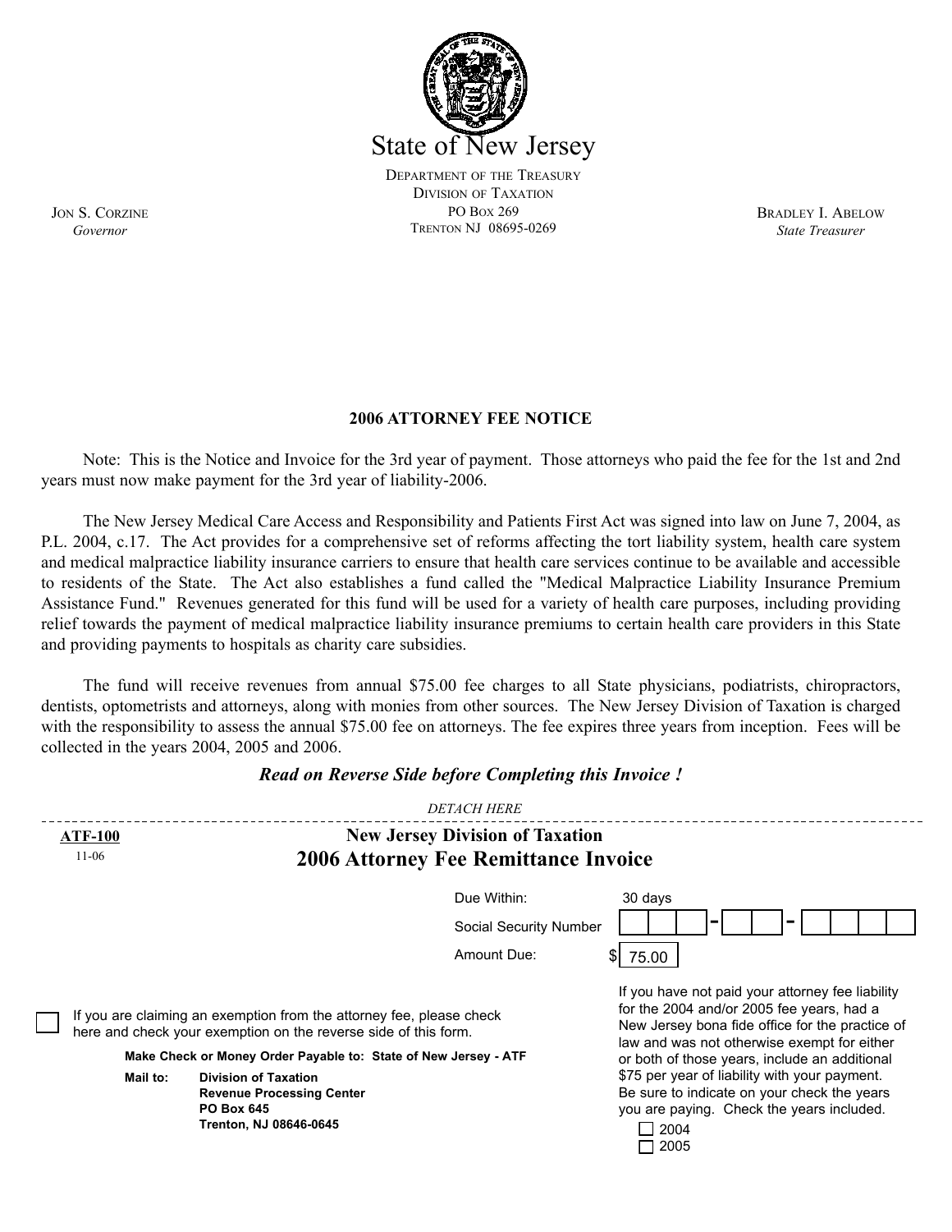# State of New Jersey

DEPARTMENT OF THE TREASURY
DIVISION OF TAXATION
PO BOX 269
TRENTON NJ 08695-0269

JON S. CORZINE
*Governor*

BRADLEY I. ABELOW
*State Treasurer*

## 2006 ATTORNEY FEE NOTICE

Note: This is the Notice and Invoice for the 3rd year of payment. Those attorneys who paid the fee for the 1st and 2nd years must now make payment for the 3rd year of liability-2006.

The New Jersey Medical Care Access and Responsibility and Patients First Act was signed into law on June 7, 2004, as P.L. 2004, c.17. The Act provides for a comprehensive set of reforms affecting the tort liability system, health care system and medical malpractice liability insurance carriers to ensure that health care services continue to be available and accessible to residents of the State. The Act also establishes a fund called the "Medical Malpractice Liability Insurance Premium Assistance Fund." Revenues generated for this fund will be used for a variety of health care purposes, including providing relief towards the payment of medical malpractice liability insurance premiums to certain health care providers in this State and providing payments to hospitals as charity care subsidies.

The fund will receive revenues from annual $75.00 fee charges to all State physicians, podiatrists, chiropractors, dentists, optometrists and attorneys, along with monies from other sources. The New Jersey Division of Taxation is charged with the responsibility to assess the annual $75.00 fee on attorneys. The fee expires three years from inception. Fees will be collected in the years 2004, 2005 and 2006.

***Read on Reverse Side before Completing this Invoice !***

*DETACH HERE*

---

**ATF-100**
11-06

## New Jersey Division of Taxation
## 2006 Attorney Fee Remittance Invoice

Due Within: 30 days

Social Security Number: ☐☐☐-☐☐-☐☐☐☐

Amount Due: $ 75.00

☐ If you are claiming an exemption from the attorney fee, please check here and check your exemption on the reverse side of this form.

**Make Check or Money Order Payable to: State of New Jersey - ATF**

**Mail to:** **Division of Taxation**
**Revenue Processing Center**
**PO Box 645**
**Trenton, NJ 08646-0645**

If you have not paid your attorney fee liability for the 2004 and/or 2005 fee years, had a New Jersey bona fide office for the practice of law and was not otherwise exempt for either or both of those years, include an additional $75 per year of liability with your payment. Be sure to indicate on your check the years you are paying. Check the years included.

☐ 2004
☐ 2005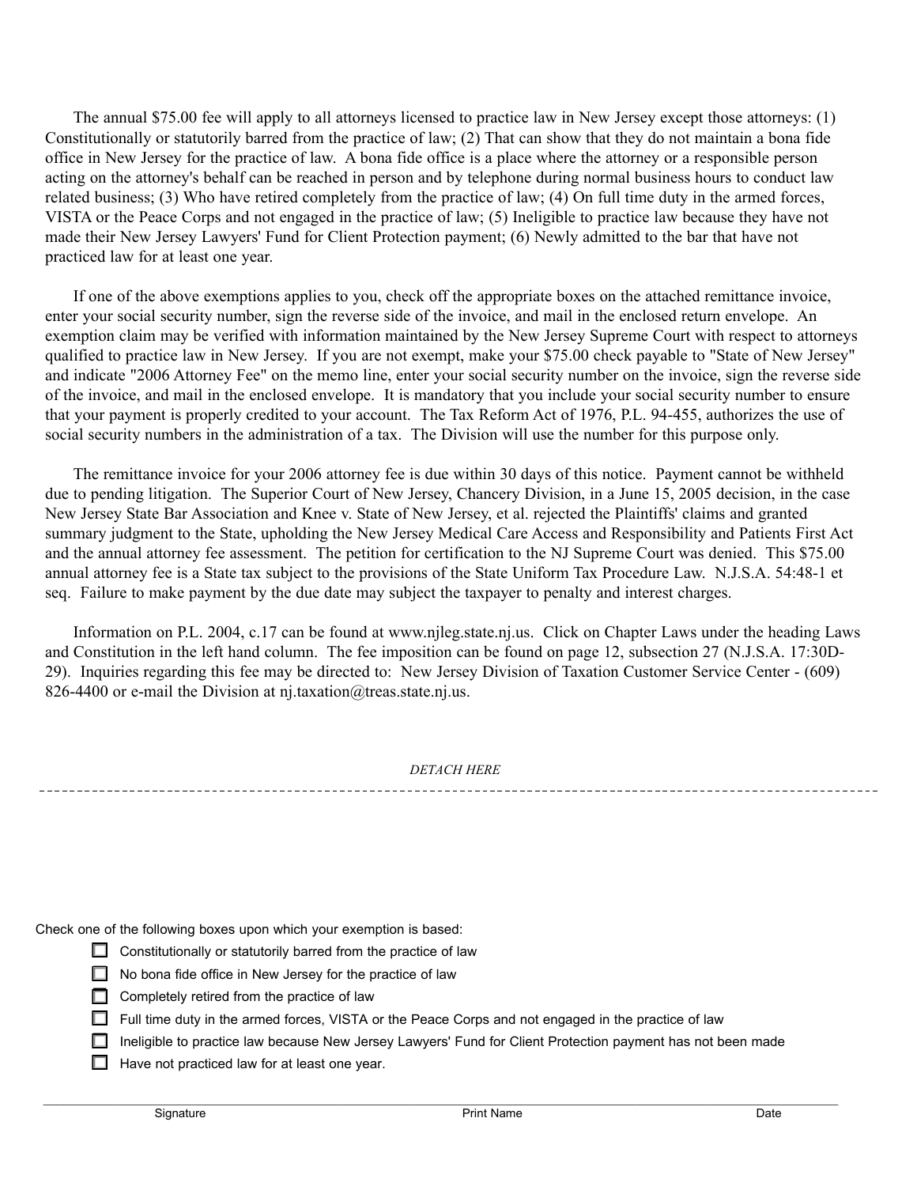The annual $75.00 fee will apply to all attorneys licensed to practice law in New Jersey except those attorneys: (1) Constitutionally or statutorily barred from the practice of law; (2) That can show that they do not maintain a bona fide office in New Jersey for the practice of law. A bona fide office is a place where the attorney or a responsible person acting on the attorney's behalf can be reached in person and by telephone during normal business hours to conduct law related business; (3) Who have retired completely from the practice of law; (4) On full time duty in the armed forces, VISTA or the Peace Corps and not engaged in the practice of law; (5) Ineligible to practice law because they have not made their New Jersey Lawyers' Fund for Client Protection payment; (6) Newly admitted to the bar that have not practiced law for at least one year.

If one of the above exemptions applies to you, check off the appropriate boxes on the attached remittance invoice, enter your social security number, sign the reverse side of the invoice, and mail in the enclosed return envelope. An exemption claim may be verified with information maintained by the New Jersey Supreme Court with respect to attorneys qualified to practice law in New Jersey. If you are not exempt, make your $75.00 check payable to "State of New Jersey" and indicate "2006 Attorney Fee" on the memo line, enter your social security number on the invoice, sign the reverse side of the invoice, and mail in the enclosed envelope. It is mandatory that you include your social security number to ensure that your payment is properly credited to your account. The Tax Reform Act of 1976, P.L. 94-455, authorizes the use of social security numbers in the administration of a tax. The Division will use the number for this purpose only.

The remittance invoice for your 2006 attorney fee is due within 30 days of this notice. Payment cannot be withheld due to pending litigation. The Superior Court of New Jersey, Chancery Division, in a June 15, 2005 decision, in the case New Jersey State Bar Association and Knee v. State of New Jersey, et al. rejected the Plaintiffs' claims and granted summary judgment to the State, upholding the New Jersey Medical Care Access and Responsibility and Patients First Act and the annual attorney fee assessment. The petition for certification to the NJ Supreme Court was denied. This $75.00 annual attorney fee is a State tax subject to the provisions of the State Uniform Tax Procedure Law. N.J.S.A. 54:48-1 et seq. Failure to make payment by the due date may subject the taxpayer to penalty and interest charges.

Information on P.L. 2004, c.17 can be found at www.njleg.state.nj.us. Click on Chapter Laws under the heading Laws and Constitution in the left hand column. The fee imposition can be found on page 12, subsection 27 (N.J.S.A. 17:30D-29). Inquiries regarding this fee may be directed to: New Jersey Division of Taxation Customer Service Center - (609) 826-4400 or e-mail the Division at nj.taxation@treas.state.nj.us.

*DETACH HERE*

---

Check one of the following boxes upon which your exemption is based:

- ☐ Constitutionally or statutorily barred from the practice of law
- ☐ No bona fide office in New Jersey for the practice of law
- ☐ Completely retired from the practice of law
- ☐ Full time duty in the armed forces, VISTA or the Peace Corps and not engaged in the practice of law
- ☐ Ineligible to practice law because New Jersey Lawyers' Fund for Client Protection payment has not been made
- ☐ Have not practiced law for at least one year.

Signature　　　　　　　　　　Print Name　　　　　　　　　　Date